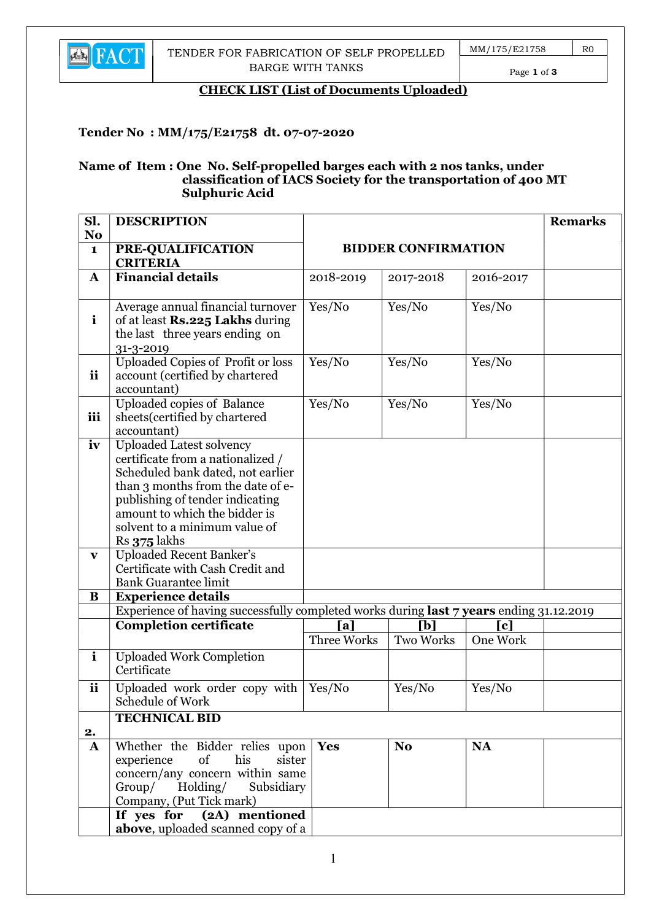## CHECK LIST (List of Documents Uploaded)

**Tender No : MM/175/E21758 dt. 07-07-2020**

**Name of Item : One No. Self-propelled barges each with 2 nos tanks, under classification of IACS Society for the transportation of 400 MT Sulphuric Acid**

| Sl. No | DESCRIPTION | | | | Remarks |
|---|---|---|---|---|---|
| 1 | **PRE-QUALIFICATION CRITERIA** | **BIDDER CONFIRMATION** | | | |
| A | **Financial details** | 2018-2019 | 2017-2018 | 2016-2017 | |
| i | Average annual financial turnover of at least **Rs.225 Lakhs** during the last three years ending on 31-3-2019 | Yes/No | Yes/No | Yes/No | |
| ii | Uploaded Copies of Profit or loss account (certified by chartered accountant) | Yes/No | Yes/No | Yes/No | |
| iii | Uploaded copies of Balance sheets(certified by chartered accountant) | Yes/No | Yes/No | Yes/No | |
| iv | Uploaded Latest solvency certificate from a nationalized / Scheduled bank dated, not earlier than 3 months from the date of e-publishing of tender indicating amount to which the bidder is solvent to a minimum value of Rs **375** lakhs | | | | |
| v | Uploaded Recent Banker's Certificate with Cash Credit and Bank Guarantee limit | | | | |
| B | **Experience details** | | | | |
| | Experience of having successfully completed works during **last 7 years** ending 31.12.2019 | | | | |
| | **Completion certificate** | **[a]** Three Works | **[b]** Two Works | **[c]** One Work | |
| i | Uploaded Work Completion Certificate | | | | |
| ii | Uploaded work order copy with Schedule of Work | Yes/No | Yes/No | Yes/No | |
| 2. | **TECHNICAL BID** | | | | |
| A | Whether the Bidder relies upon experience of his sister concern/any concern within same Group/ Holding/ Subsidiary Company, (Put Tick mark) | **Yes** | **No** | **NA** | |
| | **If yes for (2A) mentioned above**, uploaded scanned copy of a | | | | |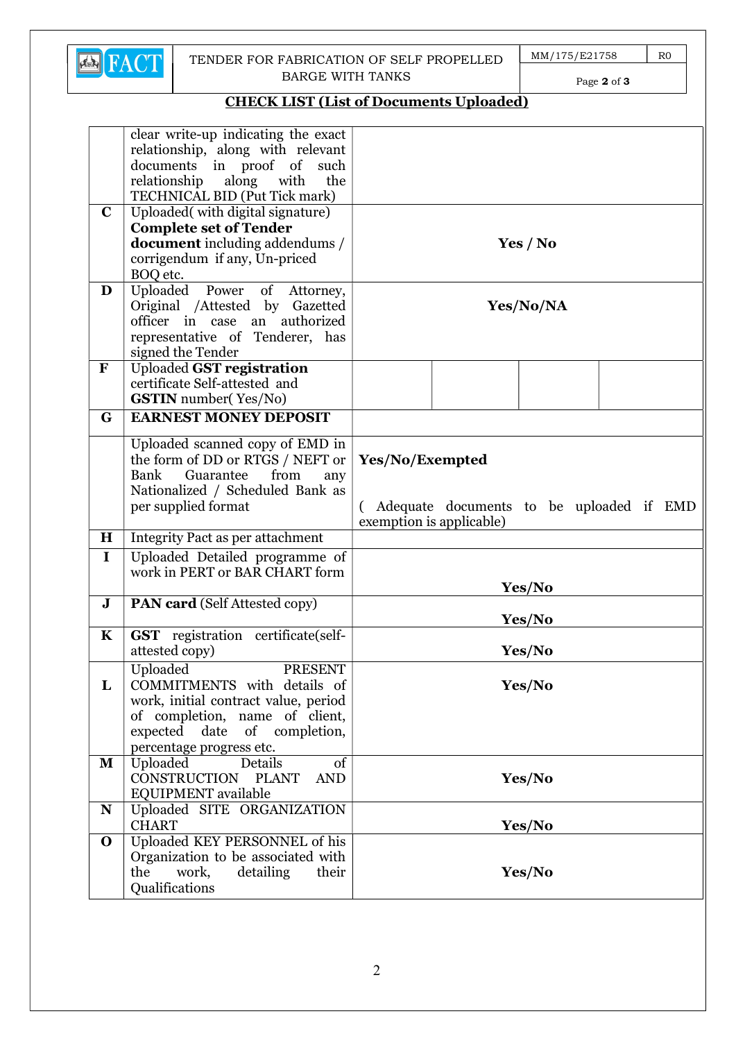## CHECK LIST (List of Documents Uploaded)

| | | |
|---|---|---|
| | clear write-up indicating the exact relationship, along with relevant documents in proof of such relationship along with the TECHNICAL BID (Put Tick mark) | |
| **C** | Uploaded( with digital signature) **Complete set of Tender document** including addendums / corrigendum if any, Un-priced BOQ etc. | **Yes / No** |
| **D** | Uploaded Power of Attorney, Original /Attested by Gazetted officer in case an authorized representative of Tenderer, has signed the Tender | **Yes/No/NA** |
| **F** | Uploaded **GST registration** certificate Self-attested and **GSTIN** number( Yes/No) | |
| **G** | **EARNEST MONEY DEPOSIT** | |
| | Uploaded scanned copy of EMD in the form of DD or RTGS / NEFT or Bank Guarantee from any Nationalized / Scheduled Bank as per supplied format | **Yes/No/Exempted** ( Adequate documents to be uploaded if EMD exemption is applicable) |
| **H** | Integrity Pact as per attachment | |
| **I** | Uploaded Detailed programme of work in PERT or BAR CHART form | **Yes/No** |
| **J** | **PAN card** (Self Attested copy) | **Yes/No** |
| **K** | **GST** registration certificate(self-attested copy) | **Yes/No** |
| **L** | Uploaded PRESENT COMMITMENTS with details of work, initial contract value, period of completion, name of client, expected date of completion, percentage progress etc. | **Yes/No** |
| **M** | Uploaded Details of CONSTRUCTION PLANT AND EQUIPMENT available | **Yes/No** |
| **N** | Uploaded SITE ORGANIZATION CHART | **Yes/No** |
| **O** | Uploaded KEY PERSONNEL of his Organization to be associated with the work, detailing their Qualifications | **Yes/No** |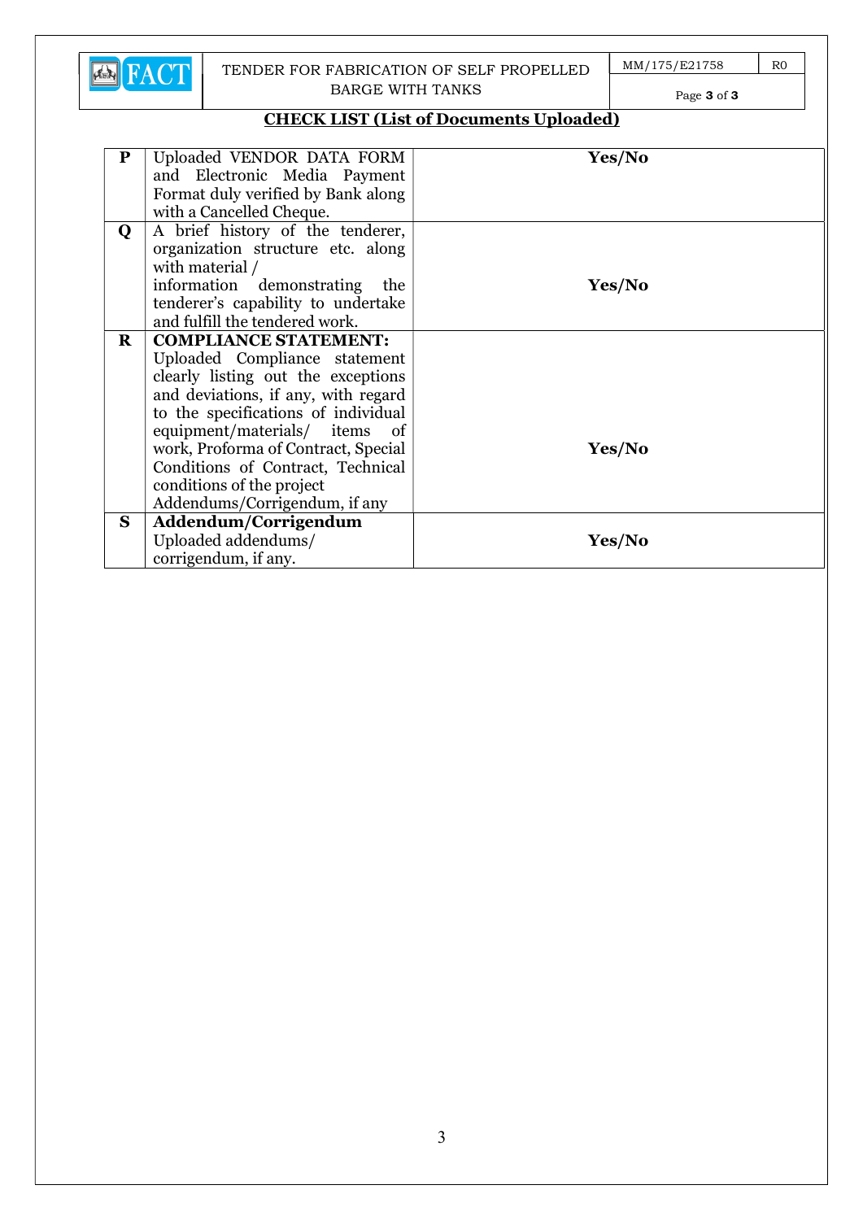## CHECK LIST (List of Documents Uploaded)

| | | |
|---|---|---|
| **P** | Uploaded VENDOR DATA FORM and Electronic Media Payment Format duly verified by Bank along with a Cancelled Cheque. | **Yes/No** |
| **Q** | A brief history of the tenderer, organization structure etc. along with material / information demonstrating the tenderer's capability to undertake and fulfill the tendered work. | **Yes/No** |
| **R** | **COMPLIANCE STATEMENT:** Uploaded Compliance statement clearly listing out the exceptions and deviations, if any, with regard to the specifications of individual equipment/materials/ items of work, Proforma of Contract, Special Conditions of Contract, Technical conditions of the project Addendums/Corrigendum, if any | **Yes/No** |
| **S** | **Addendum/Corrigendum** Uploaded addendums/ corrigendum, if any. | **Yes/No** |